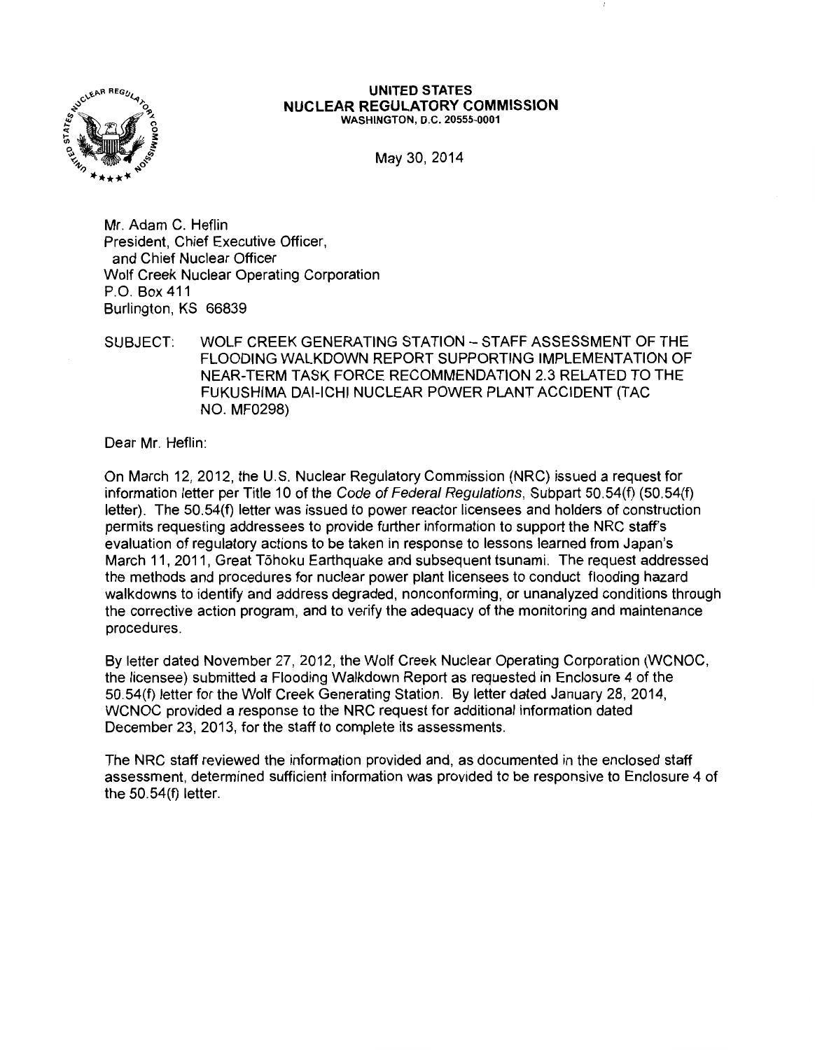**UNITED STATES**
**NUCLEAR REGULATORY COMMISSION**
WASHINGTON, D.C. 20555-0001

May 30, 2014

Mr. Adam C. Heflin
President, Chief Executive Officer,
and Chief Nuclear Officer
Wolf Creek Nuclear Operating Corporation
P.O. Box 411
Burlington, KS 66839

SUBJECT: WOLF CREEK GENERATING STATION – STAFF ASSESSMENT OF THE FLOODING WALKDOWN REPORT SUPPORTING IMPLEMENTATION OF NEAR-TERM TASK FORCE RECOMMENDATION 2.3 RELATED TO THE FUKUSHIMA DAI-ICHI NUCLEAR POWER PLANT ACCIDENT (TAC NO. MF0298)

Dear Mr. Heflin:

On March 12, 2012, the U.S. Nuclear Regulatory Commission (NRC) issued a request for information letter per Title 10 of the *Code of Federal Regulations*, Subpart 50.54(f) (50.54(f) letter). The 50.54(f) letter was issued to power reactor licensees and holders of construction permits requesting addressees to provide further information to support the NRC staff's evaluation of regulatory actions to be taken in response to lessons learned from Japan's March 11, 2011, Great Tōhoku Earthquake and subsequent tsunami. The request addressed the methods and procedures for nuclear power plant licensees to conduct flooding hazard walkdowns to identify and address degraded, nonconforming, or unanalyzed conditions through the corrective action program, and to verify the adequacy of the monitoring and maintenance procedures.

By letter dated November 27, 2012, the Wolf Creek Nuclear Operating Corporation (WCNOC, the licensee) submitted a Flooding Walkdown Report as requested in Enclosure 4 of the 50.54(f) letter for the Wolf Creek Generating Station. By letter dated January 28, 2014, WCNOC provided a response to the NRC request for additional information dated December 23, 2013, for the staff to complete its assessments.

The NRC staff reviewed the information provided and, as documented in the enclosed staff assessment, determined sufficient information was provided to be responsive to Enclosure 4 of the 50.54(f) letter.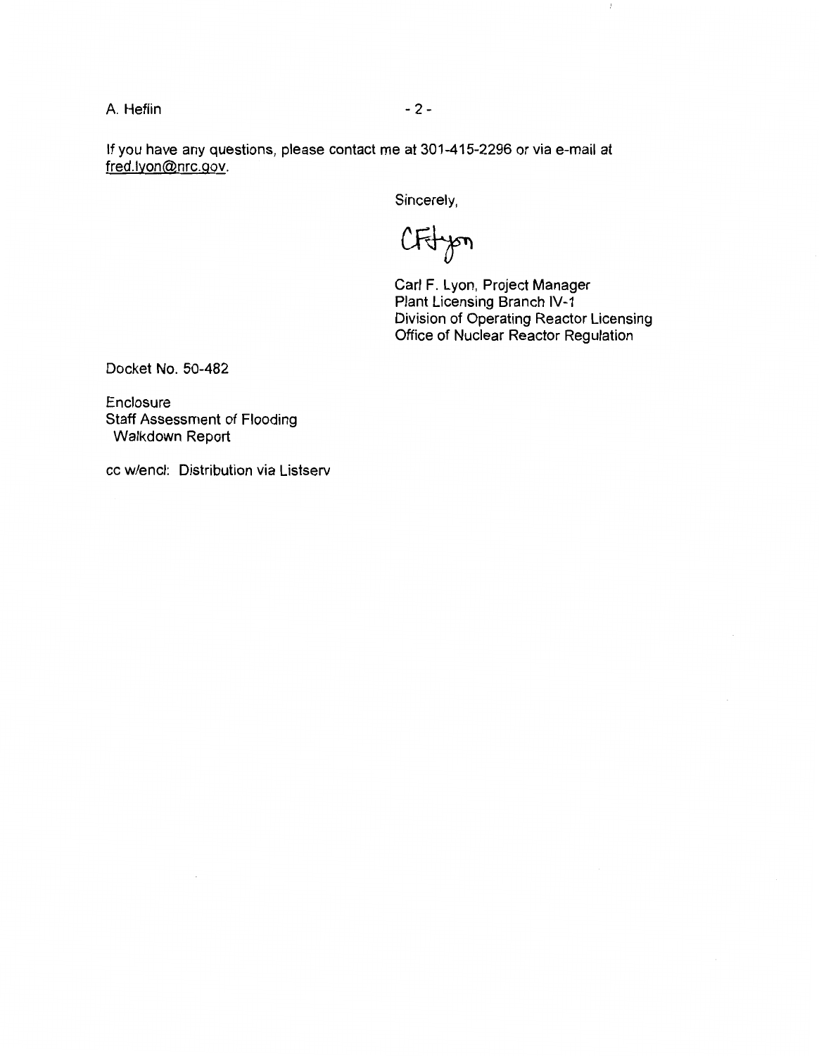A. Heflin

If you have any questions, please contact me at 301-415-2296 or via e-mail at fred.lyon@nrc.gov.

Sincerely,

CFLyon

Carl F. Lyon, Project Manager
Plant Licensing Branch IV-1
Division of Operating Reactor Licensing
Office of Nuclear Reactor Regulation

Docket No. 50-482

Enclosure
Staff Assessment of Flooding
Walkdown Report

cc w/encl: Distribution via Listserv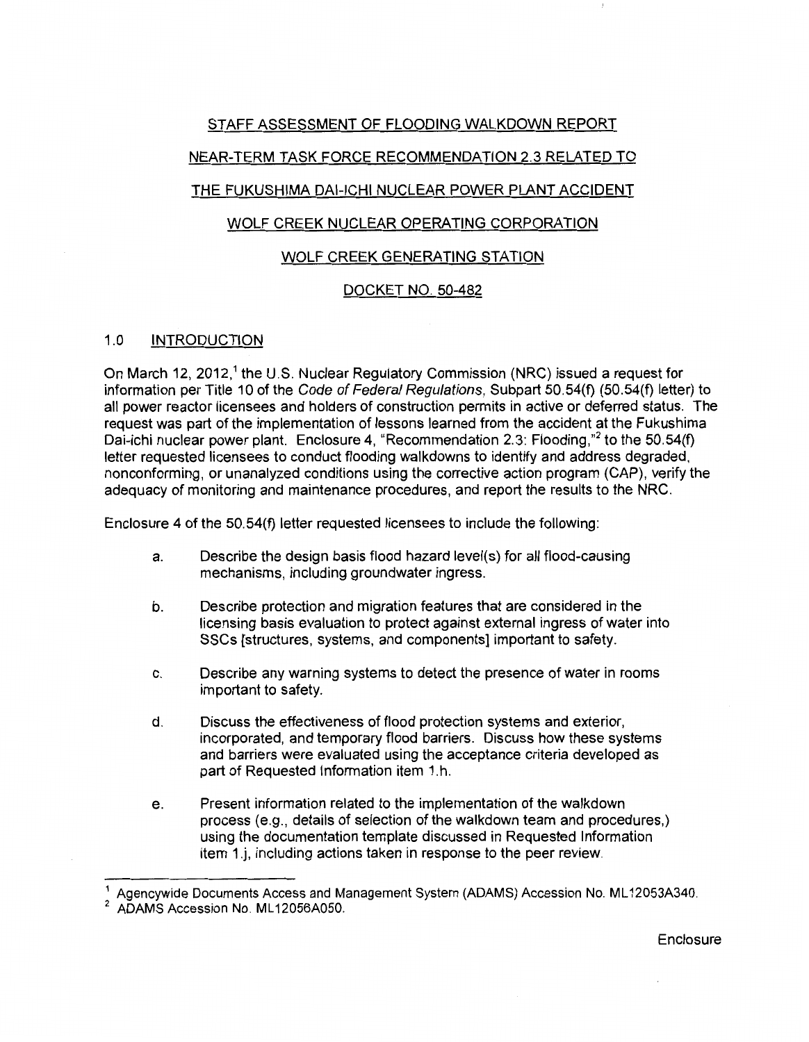STAFF ASSESSMENT OF FLOODING WALKDOWN REPORT

NEAR-TERM TASK FORCE RECOMMENDATION 2.3 RELATED TO

THE FUKUSHIMA DAI-ICHI NUCLEAR POWER PLANT ACCIDENT

WOLF CREEK NUCLEAR OPERATING CORPORATION

WOLF CREEK GENERATING STATION

DOCKET NO. 50-482

## 1.0 INTRODUCTION

On March 12, 2012,[1] the U.S. Nuclear Regulatory Commission (NRC) issued a request for information per Title 10 of the *Code of Federal Regulations*, Subpart 50.54(f) (50.54(f) letter) to all power reactor licensees and holders of construction permits in active or deferred status. The request was part of the implementation of lessons learned from the accident at the Fukushima Dai-ichi nuclear power plant. Enclosure 4, "Recommendation 2.3: Flooding,"[2] to the 50.54(f) letter requested licensees to conduct flooding walkdowns to identify and address degraded, nonconforming, or unanalyzed conditions using the corrective action program (CAP), verify the adequacy of monitoring and maintenance procedures, and report the results to the NRC.

Enclosure 4 of the 50.54(f) letter requested licensees to include the following:

a. Describe the design basis flood hazard level(s) for all flood-causing mechanisms, including groundwater ingress.

b. Describe protection and migration features that are considered in the licensing basis evaluation to protect against external ingress of water into SSCs [structures, systems, and components] important to safety.

c. Describe any warning systems to detect the presence of water in rooms important to safety.

d. Discuss the effectiveness of flood protection systems and exterior, incorporated, and temporary flood barriers. Discuss how these systems and barriers were evaluated using the acceptance criteria developed as part of Requested Information item 1.h.

e. Present information related to the implementation of the walkdown process (e.g., details of selection of the walkdown team and procedures,) using the documentation template discussed in Requested Information item 1.j, including actions taken in response to the peer review.

[1] Agencywide Documents Access and Management System (ADAMS) Accession No. ML12053A340.

[2] ADAMS Accession No. ML12056A050.

Enclosure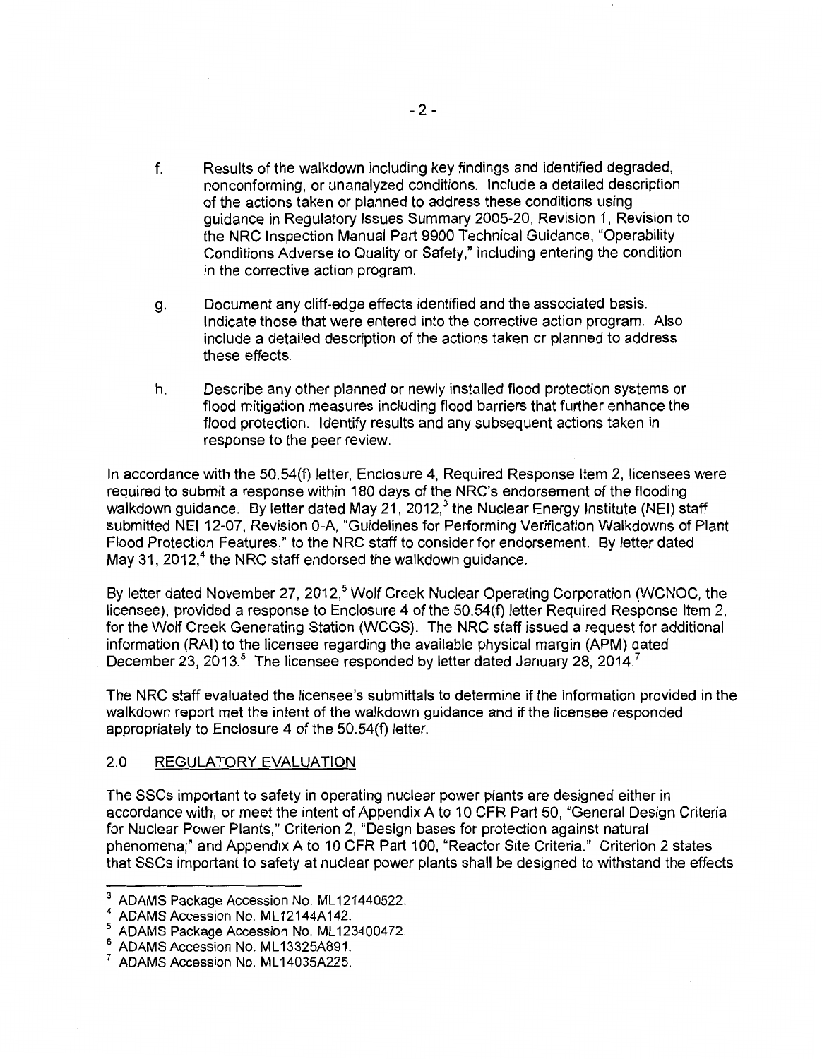f. Results of the walkdown including key findings and identified degraded, nonconforming, or unanalyzed conditions. Include a detailed description of the actions taken or planned to address these conditions using guidance in Regulatory Issues Summary 2005-20, Revision 1, Revision to the NRC Inspection Manual Part 9900 Technical Guidance, "Operability Conditions Adverse to Quality or Safety," including entering the condition in the corrective action program.

g. Document any cliff-edge effects identified and the associated basis. Indicate those that were entered into the corrective action program. Also include a detailed description of the actions taken or planned to address these effects.

h. Describe any other planned or newly installed flood protection systems or flood mitigation measures including flood barriers that further enhance the flood protection. Identify results and any subsequent actions taken in response to the peer review.

In accordance with the 50.54(f) letter, Enclosure 4, Required Response Item 2, licensees were required to submit a response within 180 days of the NRC's endorsement of the flooding walkdown guidance. By letter dated May 21, 2012,[3] the Nuclear Energy Institute (NEI) staff submitted NEI 12-07, Revision 0-A, "Guidelines for Performing Verification Walkdowns of Plant Flood Protection Features," to the NRC staff to consider for endorsement. By letter dated May 31, 2012,[4] the NRC staff endorsed the walkdown guidance.

By letter dated November 27, 2012,[5] Wolf Creek Nuclear Operating Corporation (WCNOC, the licensee), provided a response to Enclosure 4 of the 50.54(f) letter Required Response Item 2, for the Wolf Creek Generating Station (WCGS). The NRC staff issued a request for additional information (RAI) to the licensee regarding the available physical margin (APM) dated December 23, 2013.[6] The licensee responded by letter dated January 28, 2014.[7]

The NRC staff evaluated the licensee's submittals to determine if the information provided in the walkdown report met the intent of the walkdown guidance and if the licensee responded appropriately to Enclosure 4 of the 50.54(f) letter.

## 2.0 REGULATORY EVALUATION

The SSCs important to safety in operating nuclear power plants are designed either in accordance with, or meet the intent of Appendix A to 10 CFR Part 50, "General Design Criteria for Nuclear Power Plants," Criterion 2, "Design bases for protection against natural phenomena;" and Appendix A to 10 CFR Part 100, "Reactor Site Criteria." Criterion 2 states that SSCs important to safety at nuclear power plants shall be designed to withstand the effects

---

[3] ADAMS Package Accession No. ML121440522.
[4] ADAMS Accession No. ML12144A142.
[5] ADAMS Package Accession No. ML123400472.
[6] ADAMS Accession No. ML13325A891.
[7] ADAMS Accession No. ML14035A225.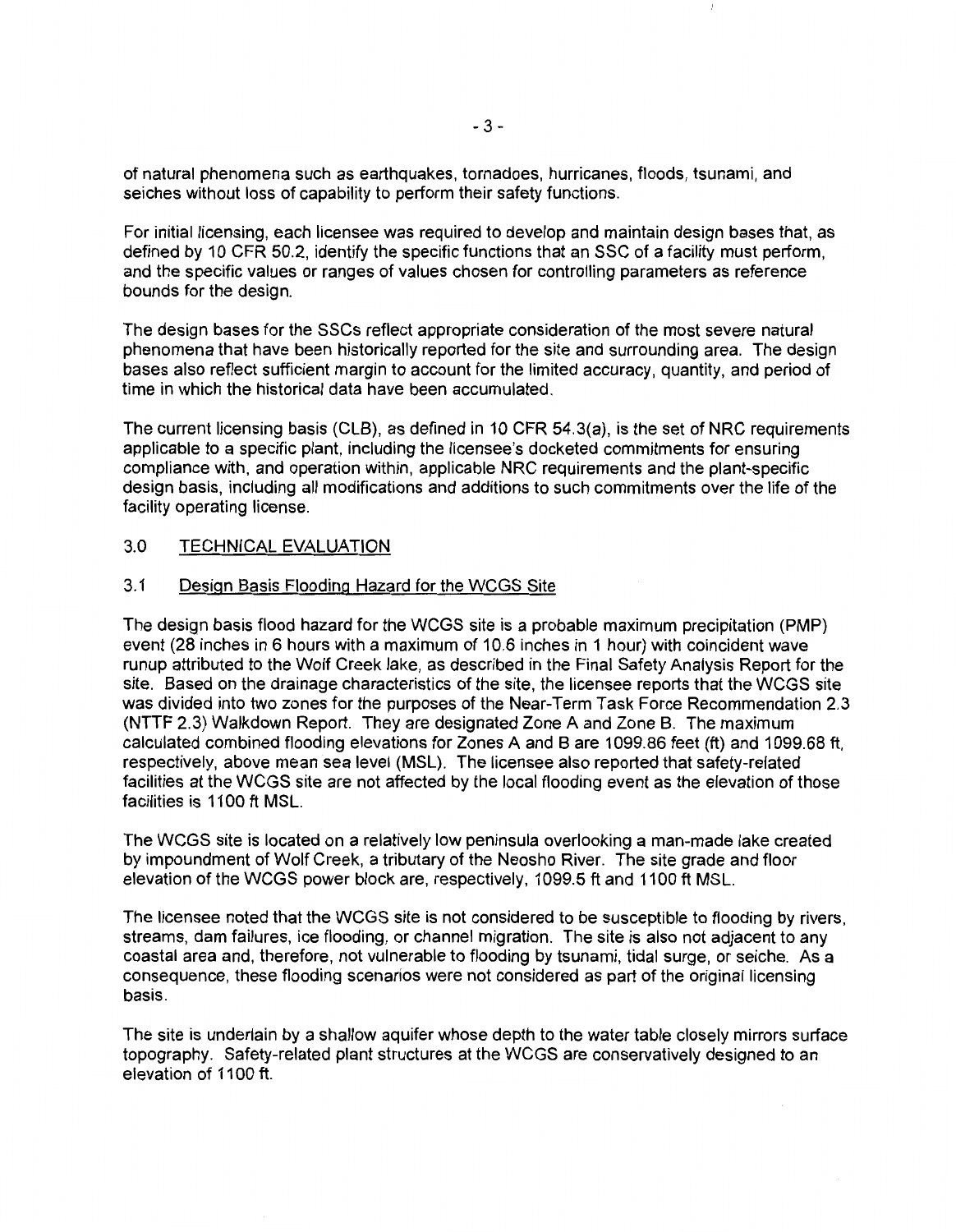of natural phenomena such as earthquakes, tornadoes, hurricanes, floods, tsunami, and seiches without loss of capability to perform their safety functions.

For initial licensing, each licensee was required to develop and maintain design bases that, as defined by 10 CFR 50.2, identify the specific functions that an SSC of a facility must perform, and the specific values or ranges of values chosen for controlling parameters as reference bounds for the design.

The design bases for the SSCs reflect appropriate consideration of the most severe natural phenomena that have been historically reported for the site and surrounding area. The design bases also reflect sufficient margin to account for the limited accuracy, quantity, and period of time in which the historical data have been accumulated.

The current licensing basis (CLB), as defined in 10 CFR 54.3(a), is the set of NRC requirements applicable to a specific plant, including the licensee's docketed commitments for ensuring compliance with, and operation within, applicable NRC requirements and the plant-specific design basis, including all modifications and additions to such commitments over the life of the facility operating license.

## 3.0 TECHNICAL EVALUATION

### 3.1 Design Basis Flooding Hazard for the WCGS Site

The design basis flood hazard for the WCGS site is a probable maximum precipitation (PMP) event (28 inches in 6 hours with a maximum of 10.6 inches in 1 hour) with coincident wave runup attributed to the Wolf Creek lake, as described in the Final Safety Analysis Report for the site. Based on the drainage characteristics of the site, the licensee reports that the WCGS site was divided into two zones for the purposes of the Near-Term Task Force Recommendation 2.3 (NTTF 2.3) Walkdown Report. They are designated Zone A and Zone B. The maximum calculated combined flooding elevations for Zones A and B are 1099.86 feet (ft) and 1099.68 ft, respectively, above mean sea level (MSL). The licensee also reported that safety-related facilities at the WCGS site are not affected by the local flooding event as the elevation of those facilities is 1100 ft MSL.

The WCGS site is located on a relatively low peninsula overlooking a man-made lake created by impoundment of Wolf Creek, a tributary of the Neosho River. The site grade and floor elevation of the WCGS power block are, respectively, 1099.5 ft and 1100 ft MSL.

The licensee noted that the WCGS site is not considered to be susceptible to flooding by rivers, streams, dam failures, ice flooding, or channel migration. The site is also not adjacent to any coastal area and, therefore, not vulnerable to flooding by tsunami, tidal surge, or seiche. As a consequence, these flooding scenarios were not considered as part of the original licensing basis.

The site is underlain by a shallow aquifer whose depth to the water table closely mirrors surface topography. Safety-related plant structures at the WCGS are conservatively designed to an elevation of 1100 ft.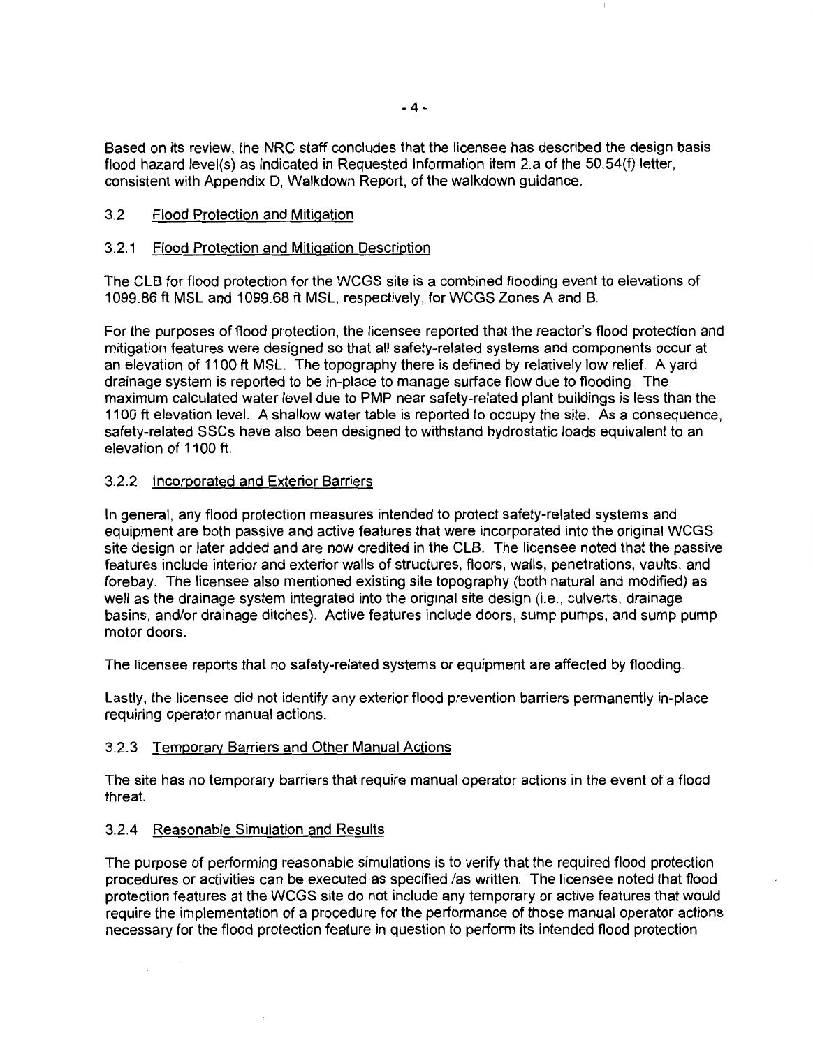Based on its review, the NRC staff concludes that the licensee has described the design basis flood hazard level(s) as indicated in Requested Information item 2.a of the 50.54(f) letter, consistent with Appendix D, Walkdown Report, of the walkdown guidance.

### 3.2 Flood Protection and Mitigation

#### 3.2.1 Flood Protection and Mitigation Description

The CLB for flood protection for the WCGS site is a combined flooding event to elevations of 1099.86 ft MSL and 1099.68 ft MSL, respectively, for WCGS Zones A and B.

For the purposes of flood protection, the licensee reported that the reactor's flood protection and mitigation features were designed so that all safety-related systems and components occur at an elevation of 1100 ft MSL. The topography there is defined by relatively low relief. A yard drainage system is reported to be in-place to manage surface flow due to flooding. The maximum calculated water level due to PMP near safety-related plant buildings is less than the 1100 ft elevation level. A shallow water table is reported to occupy the site. As a consequence, safety-related SSCs have also been designed to withstand hydrostatic loads equivalent to an elevation of 1100 ft.

#### 3.2.2 Incorporated and Exterior Barriers

In general, any flood protection measures intended to protect safety-related systems and equipment are both passive and active features that were incorporated into the original WCGS site design or later added and are now credited in the CLB. The licensee noted that the passive features include interior and exterior walls of structures, floors, walls, penetrations, vaults, and forebay. The licensee also mentioned existing site topography (both natural and modified) as well as the drainage system integrated into the original site design (i.e., culverts, drainage basins, and/or drainage ditches). Active features include doors, sump pumps, and sump pump motor doors.

The licensee reports that no safety-related systems or equipment are affected by flooding.

Lastly, the licensee did not identify any exterior flood prevention barriers permanently in-place requiring operator manual actions.

#### 3.2.3 Temporary Barriers and Other Manual Actions

The site has no temporary barriers that require manual operator actions in the event of a flood threat.

#### 3.2.4 Reasonable Simulation and Results

The purpose of performing reasonable simulations is to verify that the required flood protection procedures or activities can be executed as specified /as written. The licensee noted that flood protection features at the WCGS site do not include any temporary or active features that would require the implementation of a procedure for the performance of those manual operator actions necessary for the flood protection feature in question to perform its intended flood protection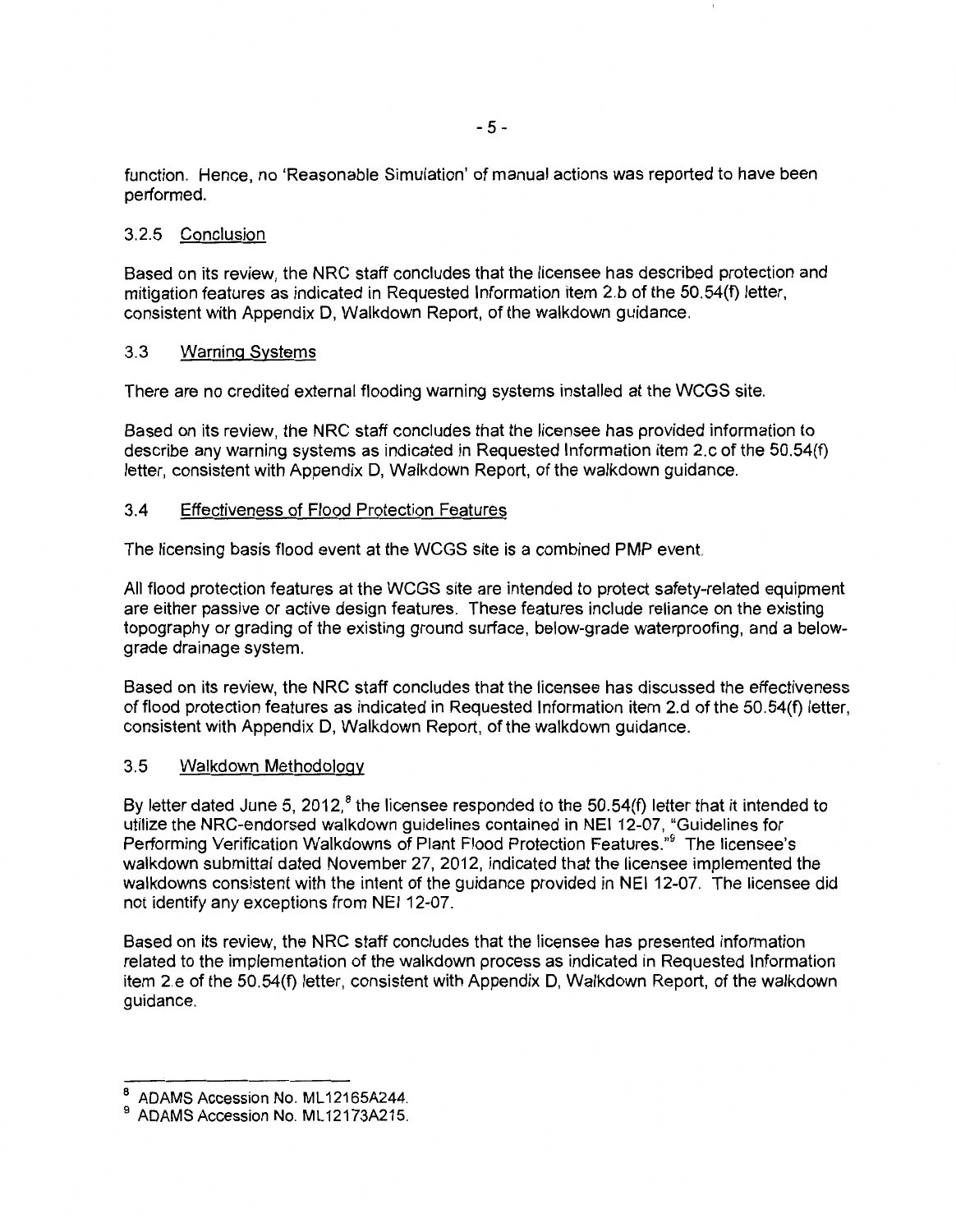function. Hence, no 'Reasonable Simulation' of manual actions was reported to have been performed.

### 3.2.5 Conclusion

Based on its review, the NRC staff concludes that the licensee has described protection and mitigation features as indicated in Requested Information item 2.b of the 50.54(f) letter, consistent with Appendix D, Walkdown Report, of the walkdown guidance.

## 3.3 Warning Systems

There are no credited external flooding warning systems installed at the WCGS site.

Based on its review, the NRC staff concludes that the licensee has provided information to describe any warning systems as indicated in Requested Information item 2.c of the 50.54(f) letter, consistent with Appendix D, Walkdown Report, of the walkdown guidance.

## 3.4 Effectiveness of Flood Protection Features

The licensing basis flood event at the WCGS site is a combined PMP event.

All flood protection features at the WCGS site are intended to protect safety-related equipment are either passive or active design features. These features include reliance on the existing topography or grading of the existing ground surface, below-grade waterproofing, and a below-grade drainage system.

Based on its review, the NRC staff concludes that the licensee has discussed the effectiveness of flood protection features as indicated in Requested Information item 2.d of the 50.54(f) letter, consistent with Appendix D, Walkdown Report, of the walkdown guidance.

## 3.5 Walkdown Methodology

By letter dated June 5, 2012,[8] the licensee responded to the 50.54(f) letter that it intended to utilize the NRC-endorsed walkdown guidelines contained in NEI 12-07, "Guidelines for Performing Verification Walkdowns of Plant Flood Protection Features."[9] The licensee's walkdown submittal dated November 27, 2012, indicated that the licensee implemented the walkdowns consistent with the intent of the guidance provided in NEI 12-07. The licensee did not identify any exceptions from NEI 12-07.

Based on its review, the NRC staff concludes that the licensee has presented information related to the implementation of the walkdown process as indicated in Requested Information item 2.e of the 50.54(f) letter, consistent with Appendix D, Walkdown Report, of the walkdown guidance.

---

[8] ADAMS Accession No. ML12165A244.

[9] ADAMS Accession No. ML12173A215.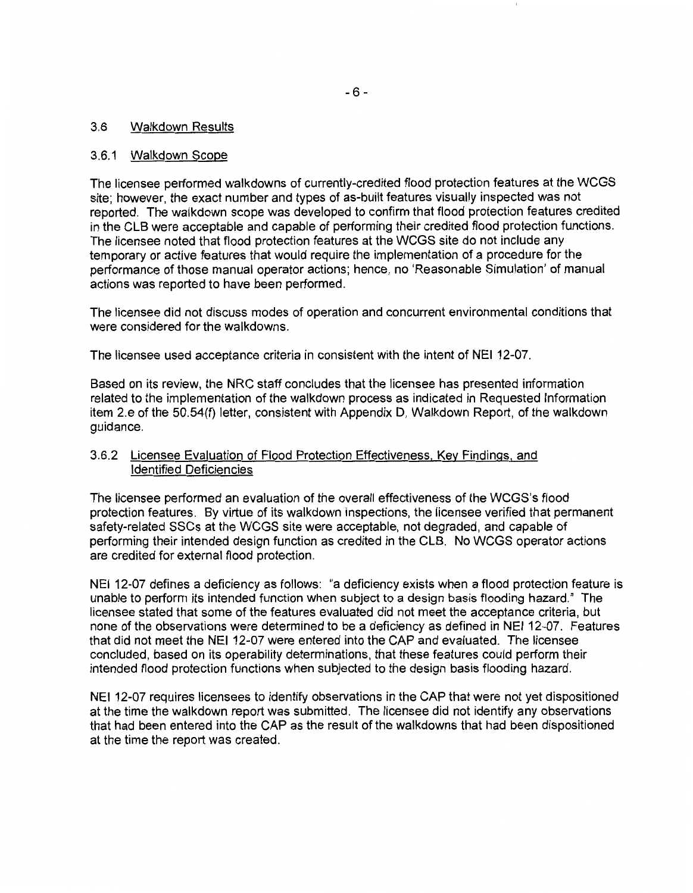### 3.6 Walkdown Results

#### 3.6.1 Walkdown Scope

The licensee performed walkdowns of currently-credited flood protection features at the WCGS site; however, the exact number and types of as-built features visually inspected was not reported. The walkdown scope was developed to confirm that flood protection features credited in the CLB were acceptable and capable of performing their credited flood protection functions. The licensee noted that flood protection features at the WCGS site do not include any temporary or active features that would require the implementation of a procedure for the performance of those manual operator actions; hence, no 'Reasonable Simulation' of manual actions was reported to have been performed.

The licensee did not discuss modes of operation and concurrent environmental conditions that were considered for the walkdowns.

The licensee used acceptance criteria in consistent with the intent of NEI 12-07.

Based on its review, the NRC staff concludes that the licensee has presented information related to the implementation of the walkdown process as indicated in Requested Information item 2.e of the 50.54(f) letter, consistent with Appendix D, Walkdown Report, of the walkdown guidance.

#### 3.6.2 Licensee Evaluation of Flood Protection Effectiveness, Key Findings, and Identified Deficiencies

The licensee performed an evaluation of the overall effectiveness of the WCGS's flood protection features. By virtue of its walkdown inspections, the licensee verified that permanent safety-related SSCs at the WCGS site were acceptable, not degraded, and capable of performing their intended design function as credited in the CLB. No WCGS operator actions are credited for external flood protection.

NEI 12-07 defines a deficiency as follows: "a deficiency exists when a flood protection feature is unable to perform its intended function when subject to a design basis flooding hazard." The licensee stated that some of the features evaluated did not meet the acceptance criteria, but none of the observations were determined to be a deficiency as defined in NEI 12-07. Features that did not meet the NEI 12-07 were entered into the CAP and evaluated. The licensee concluded, based on its operability determinations, that these features could perform their intended flood protection functions when subjected to the design basis flooding hazard.

NEI 12-07 requires licensees to identify observations in the CAP that were not yet dispositioned at the time the walkdown report was submitted. The licensee did not identify any observations that had been entered into the CAP as the result of the walkdowns that had been dispositioned at the time the report was created.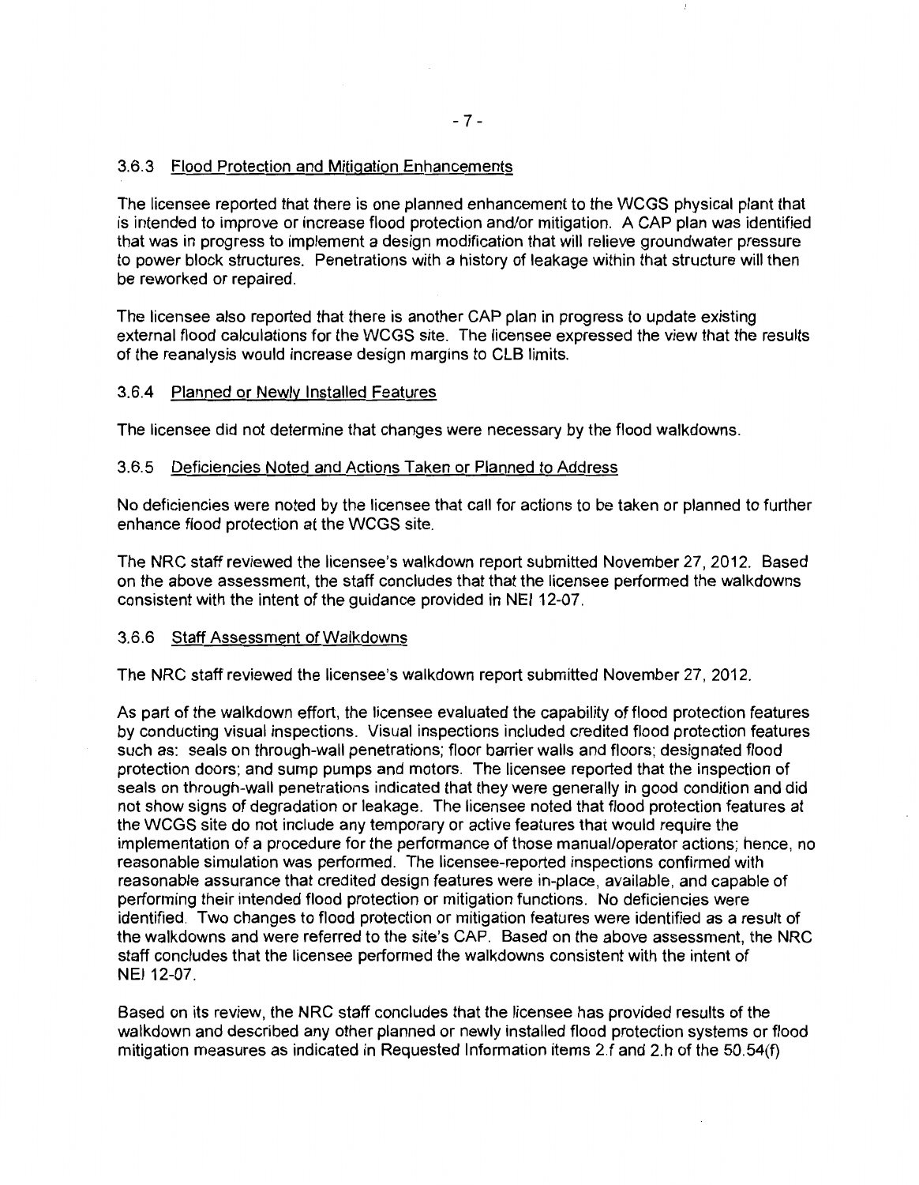#### 3.6.3 Flood Protection and Mitigation Enhancements

The licensee reported that there is one planned enhancement to the WCGS physical plant that is intended to improve or increase flood protection and/or mitigation. A CAP plan was identified that was in progress to implement a design modification that will relieve groundwater pressure to power block structures. Penetrations with a history of leakage within that structure will then be reworked or repaired.

The licensee also reported that there is another CAP plan in progress to update existing external flood calculations for the WCGS site. The licensee expressed the view that the results of the reanalysis would increase design margins to CLB limits.

#### 3.6.4 Planned or Newly Installed Features

The licensee did not determine that changes were necessary by the flood walkdowns.

#### 3.6.5 Deficiencies Noted and Actions Taken or Planned to Address

No deficiencies were noted by the licensee that call for actions to be taken or planned to further enhance flood protection at the WCGS site.

The NRC staff reviewed the licensee's walkdown report submitted November 27, 2012. Based on the above assessment, the staff concludes that that the licensee performed the walkdowns consistent with the intent of the guidance provided in NEI 12-07.

#### 3.6.6 Staff Assessment of Walkdowns

The NRC staff reviewed the licensee's walkdown report submitted November 27, 2012.

As part of the walkdown effort, the licensee evaluated the capability of flood protection features by conducting visual inspections. Visual inspections included credited flood protection features such as: seals on through-wall penetrations; floor barrier walls and floors; designated flood protection doors; and sump pumps and motors. The licensee reported that the inspection of seals on through-wall penetrations indicated that they were generally in good condition and did not show signs of degradation or leakage. The licensee noted that flood protection features at the WCGS site do not include any temporary or active features that would require the implementation of a procedure for the performance of those manual/operator actions; hence, no reasonable simulation was performed. The licensee-reported inspections confirmed with reasonable assurance that credited design features were in-place, available, and capable of performing their intended flood protection or mitigation functions. No deficiencies were identified. Two changes to flood protection or mitigation features were identified as a result of the walkdowns and were referred to the site's CAP. Based on the above assessment, the NRC staff concludes that the licensee performed the walkdowns consistent with the intent of NEI 12-07.

Based on its review, the NRC staff concludes that the licensee has provided results of the walkdown and described any other planned or newly installed flood protection systems or flood mitigation measures as indicated in Requested Information items 2.f and 2.h of the 50.54(f)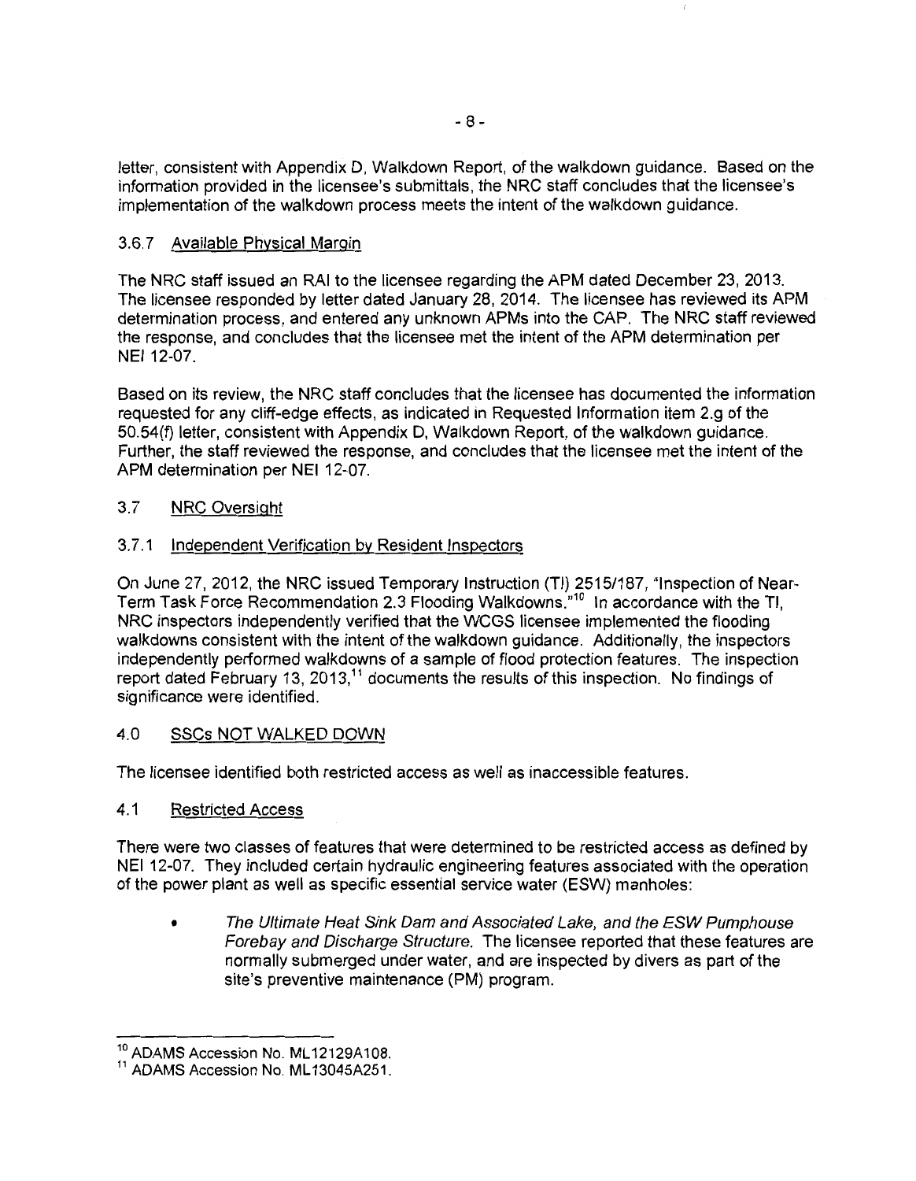letter, consistent with Appendix D, Walkdown Report, of the walkdown guidance. Based on the information provided in the licensee's submittals, the NRC staff concludes that the licensee's implementation of the walkdown process meets the intent of the walkdown guidance.

### 3.6.7 Available Physical Margin

The NRC staff issued an RAI to the licensee regarding the APM dated December 23, 2013. The licensee responded by letter dated January 28, 2014. The licensee has reviewed its APM determination process, and entered any unknown APMs into the CAP. The NRC staff reviewed the response, and concludes that the licensee met the intent of the APM determination per NEI 12-07.

Based on its review, the NRC staff concludes that the licensee has documented the information requested for any cliff-edge effects, as indicated in Requested Information item 2.g of the 50.54(f) letter, consistent with Appendix D, Walkdown Report, of the walkdown guidance. Further, the staff reviewed the response, and concludes that the licensee met the intent of the APM determination per NEI 12-07.

## 3.7 NRC Oversight

### 3.7.1 Independent Verification by Resident Inspectors

On June 27, 2012, the NRC issued Temporary Instruction (TI) 2515/187, "Inspection of Near-Term Task Force Recommendation 2.3 Flooding Walkdowns."[10] In accordance with the TI, NRC inspectors independently verified that the WCGS licensee implemented the flooding walkdowns consistent with the intent of the walkdown guidance. Additionally, the inspectors independently performed walkdowns of a sample of flood protection features. The inspection report dated February 13, 2013,[11] documents the results of this inspection. No findings of significance were identified.

# 4.0 SSCs NOT WALKED DOWN

The licensee identified both restricted access as well as inaccessible features.

## 4.1 Restricted Access

There were two classes of features that were determined to be restricted access as defined by NEI 12-07. They included certain hydraulic engineering features associated with the operation of the power plant as well as specific essential service water (ESW) manholes:

- *The Ultimate Heat Sink Dam and Associated Lake, and the ESW Pumphouse Forebay and Discharge Structure.* The licensee reported that these features are normally submerged under water, and are inspected by divers as part of the site's preventive maintenance (PM) program.

---

[10] ADAMS Accession No. ML12129A108.

[11] ADAMS Accession No. ML13045A251.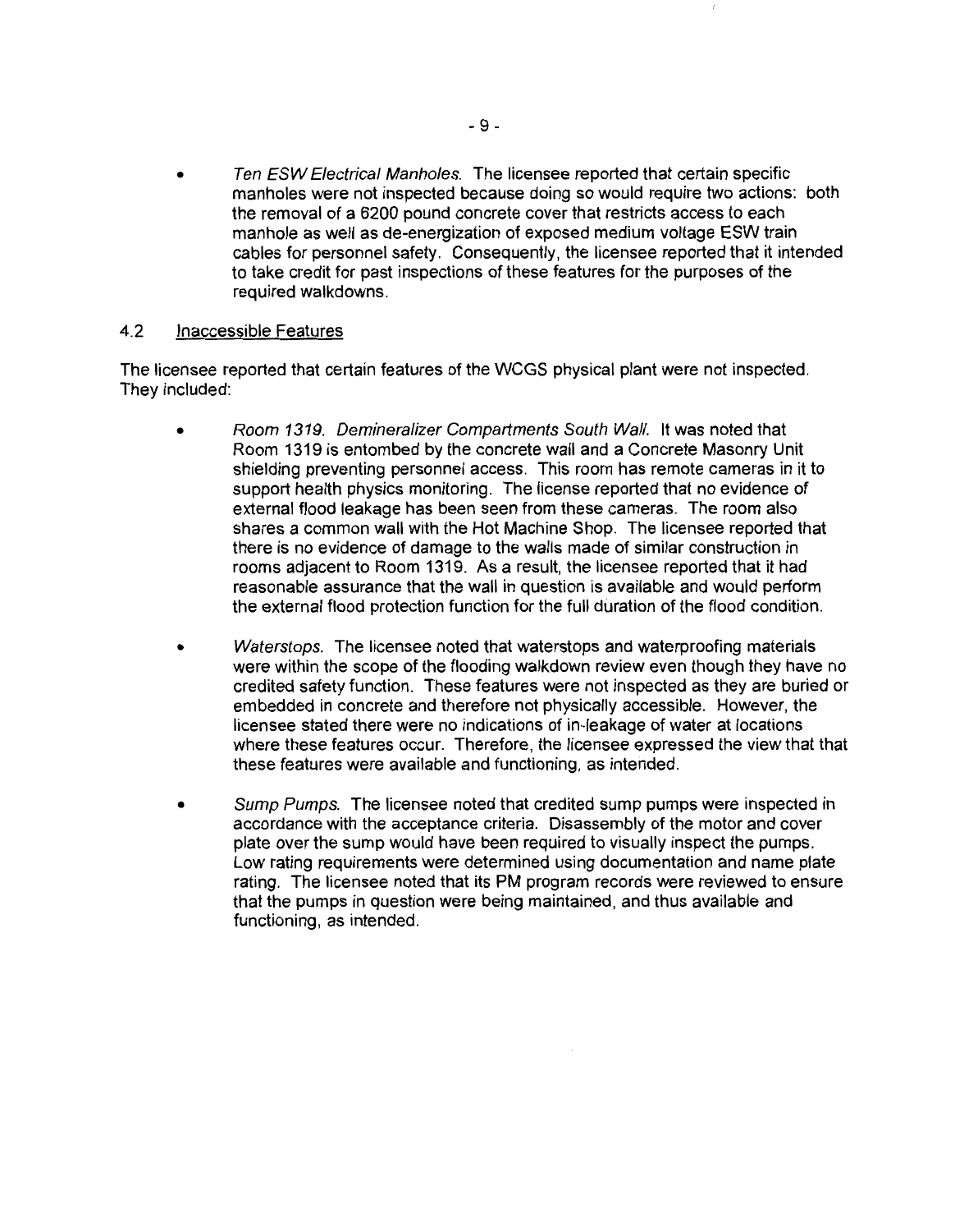- *Ten ESW Electrical Manholes.* The licensee reported that certain specific manholes were not inspected because doing so would require two actions: both the removal of a 6200 pound concrete cover that restricts access to each manhole as well as de-energization of exposed medium voltage ESW train cables for personnel safety. Consequently, the licensee reported that it intended to take credit for past inspections of these features for the purposes of the required walkdowns.

## 4.2 Inaccessible Features

The licensee reported that certain features of the WCGS physical plant were not inspected. They included:

- *Room 1319. Demineralizer Compartments South Wall.* It was noted that Room 1319 is entombed by the concrete wall and a Concrete Masonry Unit shielding preventing personnel access. This room has remote cameras in it to support health physics monitoring. The license reported that no evidence of external flood leakage has been seen from these cameras. The room also shares a common wall with the Hot Machine Shop. The licensee reported that there is no evidence of damage to the walls made of similar construction in rooms adjacent to Room 1319. As a result, the licensee reported that it had reasonable assurance that the wall in question is available and would perform the external flood protection function for the full duration of the flood condition.

- *Waterstops.* The licensee noted that waterstops and waterproofing materials were within the scope of the flooding walkdown review even though they have no credited safety function. These features were not inspected as they are buried or embedded in concrete and therefore not physically accessible. However, the licensee stated there were no indications of in-leakage of water at locations where these features occur. Therefore, the licensee expressed the view that that these features were available and functioning, as intended.

- *Sump Pumps.* The licensee noted that credited sump pumps were inspected in accordance with the acceptance criteria. Disassembly of the motor and cover plate over the sump would have been required to visually inspect the pumps. Low rating requirements were determined using documentation and name plate rating. The licensee noted that its PM program records were reviewed to ensure that the pumps in question were being maintained, and thus available and functioning, as intended.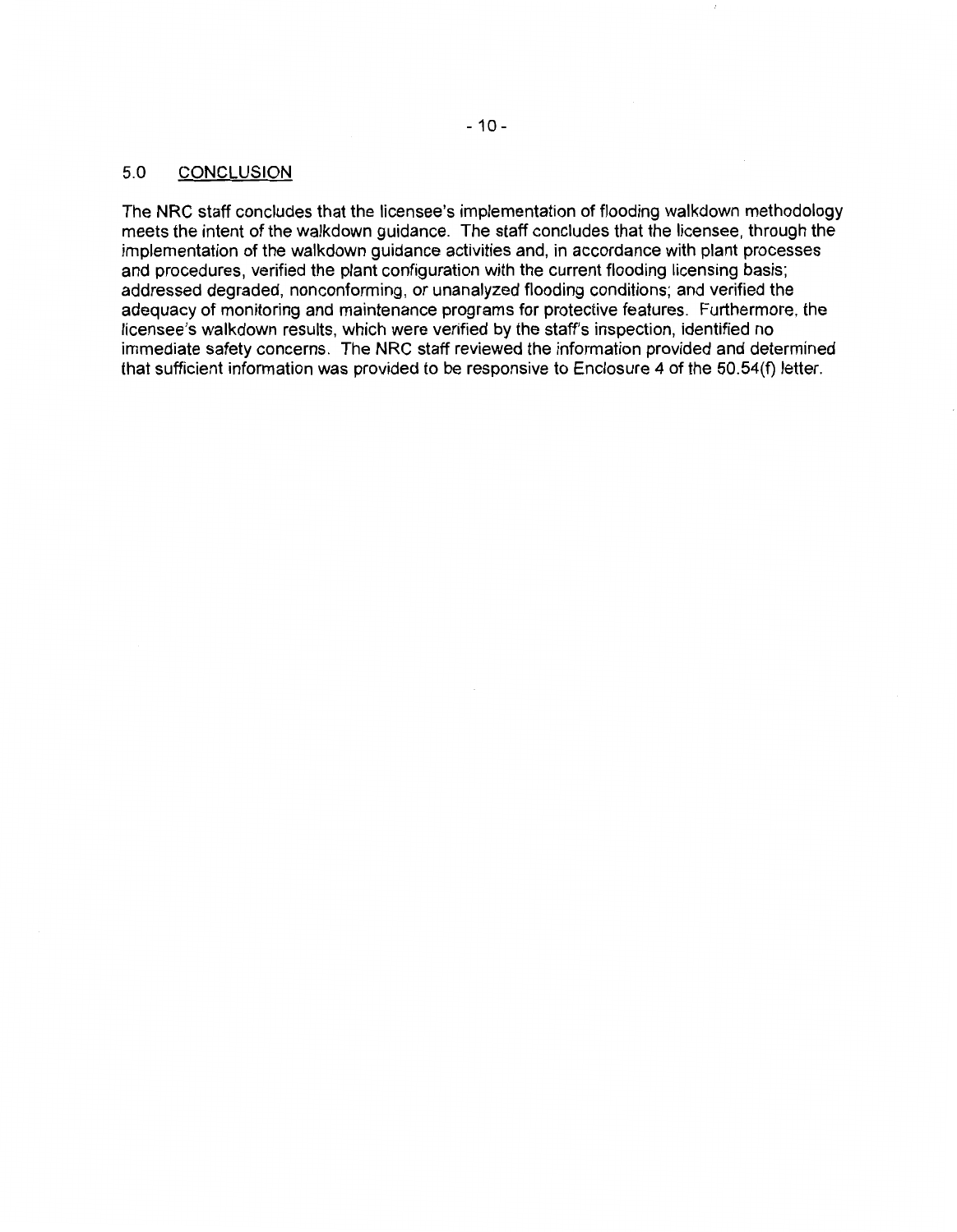## 5.0 CONCLUSION

The NRC staff concludes that the licensee's implementation of flooding walkdown methodology meets the intent of the walkdown guidance. The staff concludes that the licensee, through the implementation of the walkdown guidance activities and, in accordance with plant processes and procedures, verified the plant configuration with the current flooding licensing basis; addressed degraded, nonconforming, or unanalyzed flooding conditions; and verified the adequacy of monitoring and maintenance programs for protective features. Furthermore, the licensee's walkdown results, which were verified by the staff's inspection, identified no immediate safety concerns. The NRC staff reviewed the information provided and determined that sufficient information was provided to be responsive to Enclosure 4 of the 50.54(f) letter.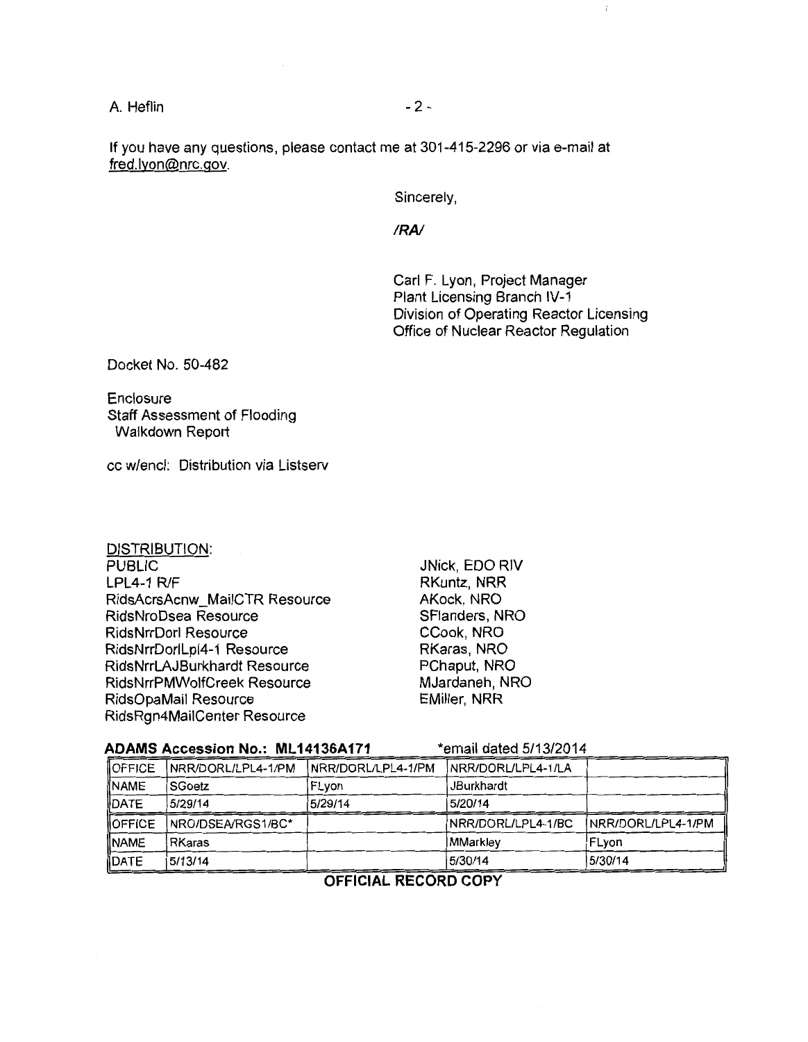A. Heflin

If you have any questions, please contact me at 301-415-2296 or via e-mail at fred.lyon@nrc.gov.

Sincerely,

*/RA/*

Carl F. Lyon, Project Manager
Plant Licensing Branch IV-1
Division of Operating Reactor Licensing
Office of Nuclear Reactor Regulation

Docket No. 50-482

Enclosure
Staff Assessment of Flooding
Walkdown Report

cc w/encl: Distribution via Listserv

DISTRIBUTION:
PUBLIC
LPL4-1 R/F
RidsAcrsAcnw_MailCTR Resource
RidsNroDsea Resource
RidsNrrDorl Resource
RidsNrrDorlLpl4-1 Resource
RidsNrrLAJBurkhardt Resource
RidsNrrPMWolfCreek Resource
RidsOpaMail Resource
RidsRgn4MailCenter Resource
JNick, EDO RIV
RKuntz, NRR
AKock, NRO
SFlanders, NRO
CCook, NRO
RKaras, NRO
PChaput, NRO
MJardaneh, NRO
EMiller, NRR

**ADAMS Accession No.: ML14136A171** *email dated 5/13/2014

| | | | | |
|---|---|---|---|---|
| OFFICE | NRR/DORL/LPL4-1/PM | NRR/DORL/LPL4-1/PM | NRR/DORL/LPL4-1/LA | |
| NAME | SGoetz | FLyon | JBurkhardt | |
| DATE | 5/29/14 | 5/29/14 | 5/20/14 | |
| OFFICE | NRO/DSEA/RGS1/BC* | | NRR/DORL/LPL4-1/BC | NRR/DORL/LPL4-1/PM |
| NAME | RKaras | | MMarkley | FLyon |
| DATE | 5/13/14 | | 5/30/14 | 5/30/14 |

**OFFICIAL RECORD COPY**